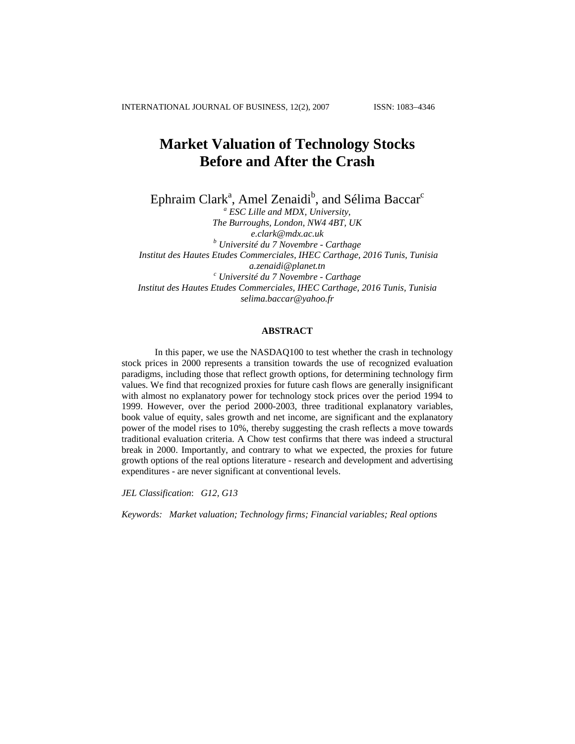# Market Valuation of Technology Stocks Before and After the Crash

Ephraim Clark[a], Amel Zenaidi[b], and Sélima Baccar[c]

[a] *ESC Lille and MDX, University,*
*The Burroughs, London, NW4 4BT, UK*
*e.clark@mdx.ac.uk*

[b] *Université du 7 Novembre - Carthage*
*Institut des Hautes Etudes Commerciales, IHEC Carthage, 2016 Tunis, Tunisia*
*a.zenaidi@planet.tn*

[c] *Université du 7 Novembre - Carthage*
*Institut des Hautes Etudes Commerciales, IHEC Carthage, 2016 Tunis, Tunisia*
*selima.baccar@yahoo.fr*

## ABSTRACT

In this paper, we use the NASDAQ100 to test whether the crash in technology stock prices in 2000 represents a transition towards the use of recognized evaluation paradigms, including those that reflect growth options, for determining technology firm values. We find that recognized proxies for future cash flows are generally insignificant with almost no explanatory power for technology stock prices over the period 1994 to 1999. However, over the period 2000-2003, three traditional explanatory variables, book value of equity, sales growth and net income, are significant and the explanatory power of the model rises to 10%, thereby suggesting the crash reflects a move towards traditional evaluation criteria. A Chow test confirms that there was indeed a structural break in 2000. Importantly, and contrary to what we expected, the proxies for future growth options of the real options literature - research and development and advertising expenditures - are never significant at conventional levels.

*JEL Classification*: *G12, G13*

*Keywords*: *Market valuation; Technology firms; Financial variables; Real options*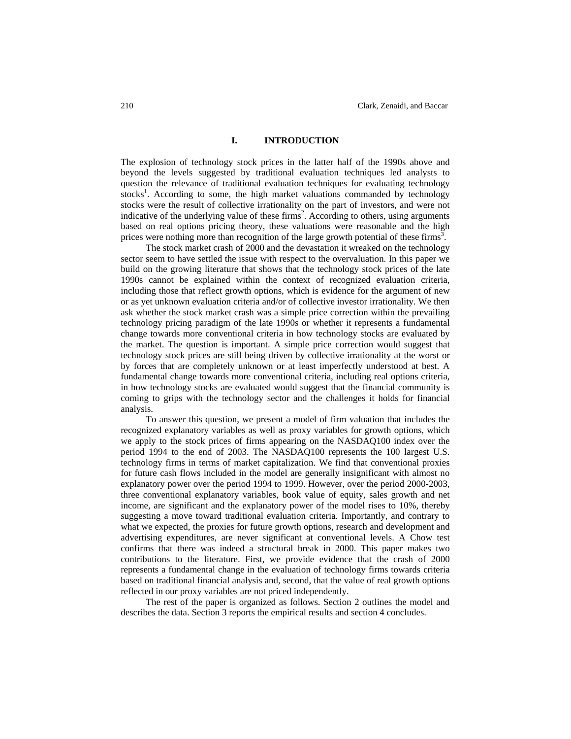## I. INTRODUCTION

The explosion of technology stock prices in the latter half of the 1990s above and beyond the levels suggested by traditional evaluation techniques led analysts to question the relevance of traditional evaluation techniques for evaluating technology stocks[1]. According to some, the high market valuations commanded by technology stocks were the result of collective irrationality on the part of investors, and were not indicative of the underlying value of these firms[2]. According to others, using arguments based on real options pricing theory, these valuations were reasonable and the high prices were nothing more than recognition of the large growth potential of these firms[3].

The stock market crash of 2000 and the devastation it wreaked on the technology sector seem to have settled the issue with respect to the overvaluation. In this paper we build on the growing literature that shows that the technology stock prices of the late 1990s cannot be explained within the context of recognized evaluation criteria, including those that reflect growth options, which is evidence for the argument of new or as yet unknown evaluation criteria and/or of collective investor irrationality. We then ask whether the stock market crash was a simple price correction within the prevailing technology pricing paradigm of the late 1990s or whether it represents a fundamental change towards more conventional criteria in how technology stocks are evaluated by the market. The question is important. A simple price correction would suggest that technology stock prices are still being driven by collective irrationality at the worst or by forces that are completely unknown or at least imperfectly understood at best. A fundamental change towards more conventional criteria, including real options criteria, in how technology stocks are evaluated would suggest that the financial community is coming to grips with the technology sector and the challenges it holds for financial analysis.

To answer this question, we present a model of firm valuation that includes the recognized explanatory variables as well as proxy variables for growth options, which we apply to the stock prices of firms appearing on the NASDAQ100 index over the period 1994 to the end of 2003. The NASDAQ100 represents the 100 largest U.S. technology firms in terms of market capitalization. We find that conventional proxies for future cash flows included in the model are generally insignificant with almost no explanatory power over the period 1994 to 1999. However, over the period 2000-2003, three conventional explanatory variables, book value of equity, sales growth and net income, are significant and the explanatory power of the model rises to 10%, thereby suggesting a move toward traditional evaluation criteria. Importantly, and contrary to what we expected, the proxies for future growth options, research and development and advertising expenditures, are never significant at conventional levels. A Chow test confirms that there was indeed a structural break in 2000. This paper makes two contributions to the literature. First, we provide evidence that the crash of 2000 represents a fundamental change in the evaluation of technology firms towards criteria based on traditional financial analysis and, second, that the value of real growth options reflected in our proxy variables are not priced independently.

The rest of the paper is organized as follows. Section 2 outlines the model and describes the data. Section 3 reports the empirical results and section 4 concludes.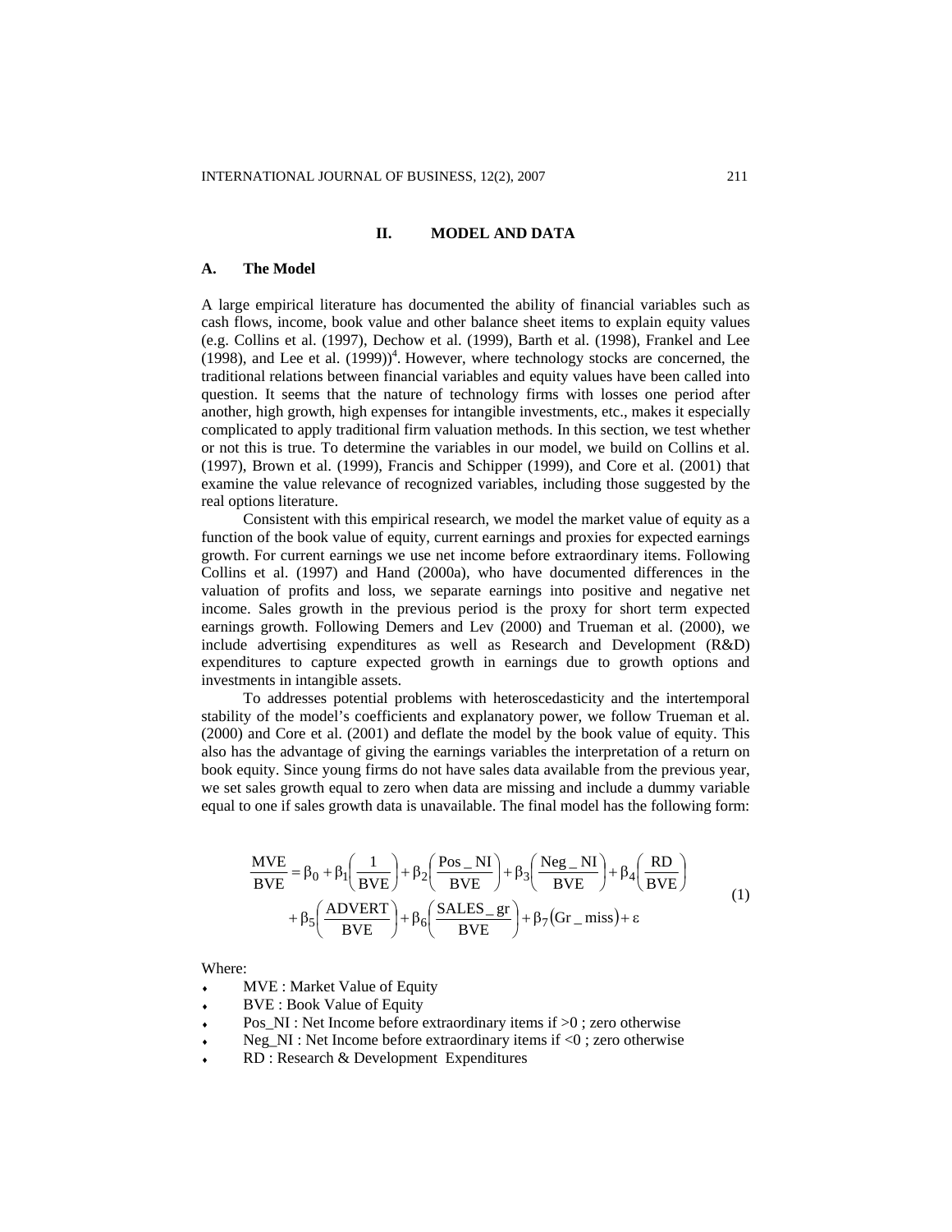## II. MODEL AND DATA

### A. The Model

A large empirical literature has documented the ability of financial variables such as cash flows, income, book value and other balance sheet items to explain equity values (e.g. Collins et al. (1997), Dechow et al. (1999), Barth et al. (1998), Frankel and Lee (1998), and Lee et al. (1999))[4]. However, where technology stocks are concerned, the traditional relations between financial variables and equity values have been called into question. It seems that the nature of technology firms with losses one period after another, high growth, high expenses for intangible investments, etc., makes it especially complicated to apply traditional firm valuation methods. In this section, we test whether or not this is true. To determine the variables in our model, we build on Collins et al. (1997), Brown et al. (1999), Francis and Schipper (1999), and Core et al. (2001) that examine the value relevance of recognized variables, including those suggested by the real options literature.

Consistent with this empirical research, we model the market value of equity as a function of the book value of equity, current earnings and proxies for expected earnings growth. For current earnings we use net income before extraordinary items. Following Collins et al. (1997) and Hand (2000a), who have documented differences in the valuation of profits and loss, we separate earnings into positive and negative net income. Sales growth in the previous period is the proxy for short term expected earnings growth. Following Demers and Lev (2000) and Trueman et al. (2000), we include advertising expenditures as well as Research and Development (R&D) expenditures to capture expected growth in earnings due to growth options and investments in intangible assets.

To addresses potential problems with heteroscedasticity and the intertemporal stability of the model's coefficients and explanatory power, we follow Trueman et al. (2000) and Core et al. (2001) and deflate the model by the book value of equity. This also has the advantage of giving the earnings variables the interpretation of a return on book equity. Since young firms do not have sales data available from the previous year, we set sales growth equal to zero when data are missing and include a dummy variable equal to one if sales growth data is unavailable. The final model has the following form:

$$\frac{MVE}{BVE} = \beta_0 + \beta_1\left(\frac{1}{BVE}\right) + \beta_2\left(\frac{Pos\_NI}{BVE}\right) + \beta_3\left(\frac{Neg\_NI}{BVE}\right) + \beta_4\left(\frac{RD}{BVE}\right) + \beta_5\left(\frac{ADVERT}{BVE}\right) + \beta_6\left(\frac{SALES\_gr}{BVE}\right) + \beta_7\left(Gr\_miss\right) + \varepsilon \quad (1)$$

Where:

- MVE : Market Value of Equity
- BVE : Book Value of Equity
- Pos_NI : Net Income before extraordinary items if >0 ; zero otherwise
- Neg_NI : Net Income before extraordinary items if <0 ; zero otherwise
- RD : Research & Development Expenditures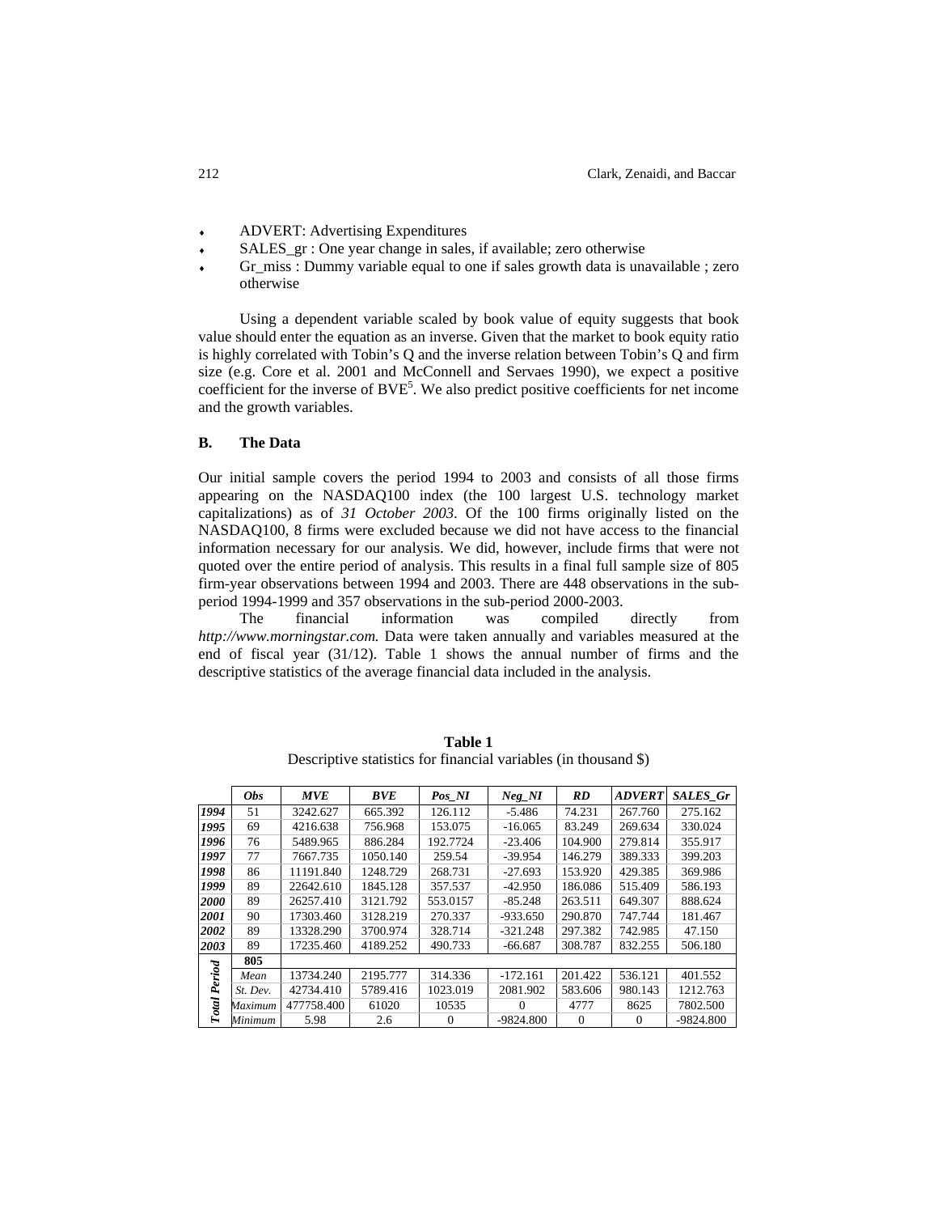- ADVERT: Advertising Expenditures
- SALES_gr : One year change in sales, if available; zero otherwise
- Gr_miss : Dummy variable equal to one if sales growth data is unavailable ; zero otherwise

Using a dependent variable scaled by book value of equity suggests that book value should enter the equation as an inverse. Given that the market to book equity ratio is highly correlated with Tobin's Q and the inverse relation between Tobin's Q and firm size (e.g. Core et al. 2001 and McConnell and Servaes 1990), we expect a positive coefficient for the inverse of BVE[5]. We also predict positive coefficients for net income and the growth variables.

### B. The Data

Our initial sample covers the period 1994 to 2003 and consists of all those firms appearing on the NASDAQ100 index (the 100 largest U.S. technology market capitalizations) as of *31 October 2003*. Of the 100 firms originally listed on the NASDAQ100, 8 firms were excluded because we did not have access to the financial information necessary for our analysis. We did, however, include firms that were not quoted over the entire period of analysis. This results in a final full sample size of 805 firm-year observations between 1994 and 2003. There are 448 observations in the sub-period 1994-1999 and 357 observations in the sub-period 2000-2003.

The financial information was compiled directly from *http://www.morningstar.com.* Data were taken annually and variables measured at the end of fiscal year (31/12). Table 1 shows the annual number of firms and the descriptive statistics of the average financial data included in the analysis.

**Table 1**

Descriptive statistics for financial variables (in thousand $)

| | *Obs* | *MVE* | *BVE* | *Pos_NI* | *Neg_NI* | *RD* | *ADVERT* | *SALES_Gr* |
|---|---|---|---|---|---|---|---|---|
| ***1994*** | 51 | 3242.627 | 665.392 | 126.112 | -5.486 | 74.231 | 267.760 | 275.162 |
| ***1995*** | 69 | 4216.638 | 756.968 | 153.075 | -16.065 | 83.249 | 269.634 | 330.024 |
| ***1996*** | 76 | 5489.965 | 886.284 | 192.7724 | -23.406 | 104.900 | 279.814 | 355.917 |
| ***1997*** | 77 | 7667.735 | 1050.140 | 259.54 | -39.954 | 146.279 | 389.333 | 399.203 |
| ***1998*** | 86 | 11191.840 | 1248.729 | 268.731 | -27.693 | 153.920 | 429.385 | 369.986 |
| ***1999*** | 89 | 22642.610 | 1845.128 | 357.537 | -42.950 | 186.086 | 515.409 | 586.193 |
| ***2000*** | 89 | 26257.410 | 3121.792 | 553.0157 | -85.248 | 263.511 | 649.307 | 888.624 |
| ***2001*** | 90 | 17303.460 | 3128.219 | 270.337 | -933.650 | 290.870 | 747.744 | 181.467 |
| ***2002*** | 89 | 13328.290 | 3700.974 | 328.714 | -321.248 | 297.382 | 742.985 | 47.150 |
| ***2003*** | 89 | 17235.460 | 4189.252 | 490.733 | -66.687 | 308.787 | 832.255 | 506.180 |
| ***Total Period*** | **805** | | | | | | | |
| | *Mean* | 13734.240 | 2195.777 | 314.336 | -172.161 | 201.422 | 536.121 | 401.552 |
| | *St. Dev.* | 42734.410 | 5789.416 | 1023.019 | 2081.902 | 583.606 | 980.143 | 1212.763 |
| | *Maximum* | 477758.400 | 61020 | 10535 | 0 | 4777 | 8625 | 7802.500 |
| | *Minimum* | 5.98 | 2.6 | 0 | -9824.800 | 0 | 0 | -9824.800 |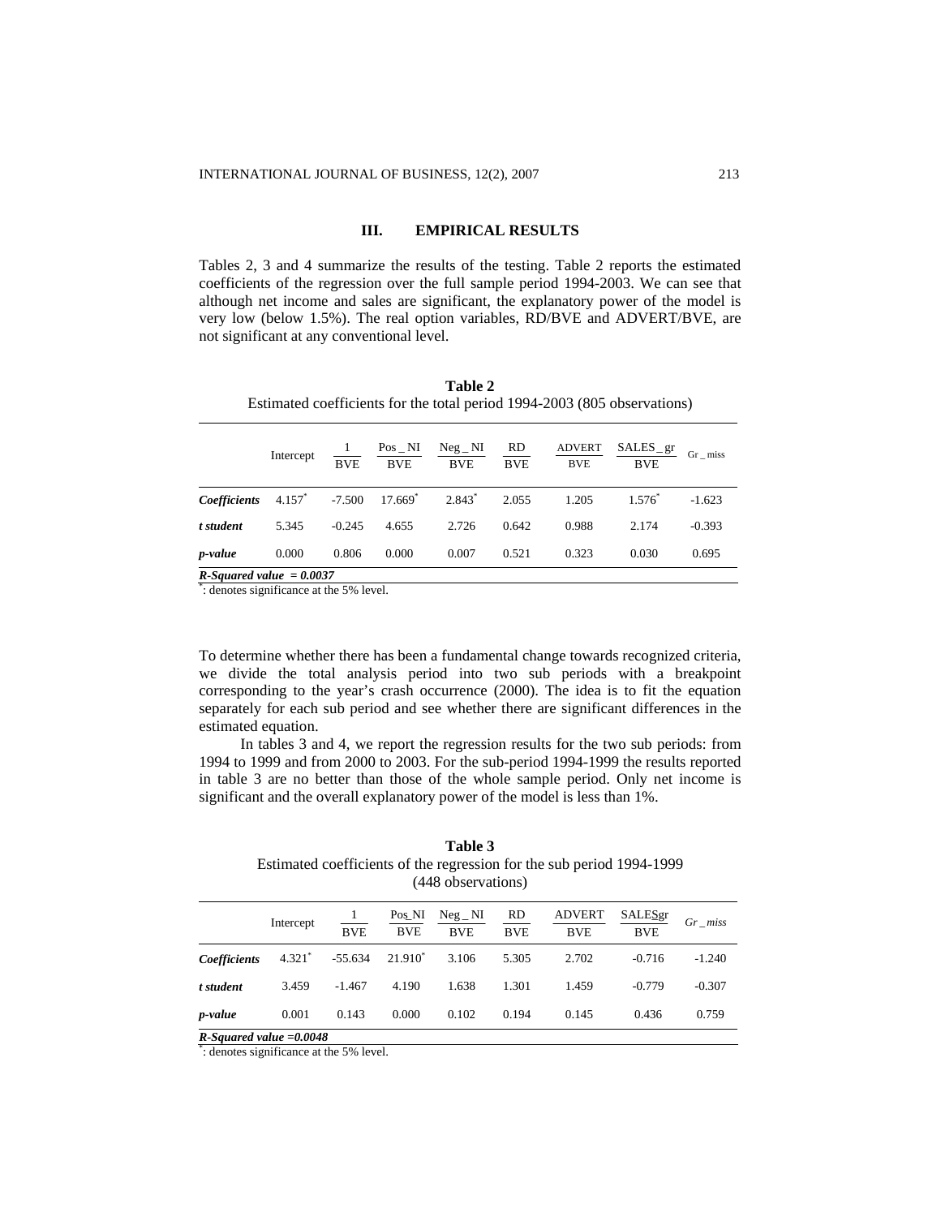## III. EMPIRICAL RESULTS

Tables 2, 3 and 4 summarize the results of the testing. Table 2 reports the estimated coefficients of the regression over the full sample period 1994-2003. We can see that although net income and sales are significant, the explanatory power of the model is very low (below 1.5%). The real option variables, RD/BVE and ADVERT/BVE, are not significant at any conventional level.

**Table 2**
Estimated coefficients for the total period 1994-2003 (805 observations)

| | Intercept | $\frac{1}{BVE}$ | $\frac{Pos\_NI}{BVE}$ | $\frac{Neg\_NI}{BVE}$ | $\frac{RD}{BVE}$ | $\frac{ADVERT}{BVE}$ | $\frac{SALES\_gr}{BVE}$ | $Gr\_miss$ |
|---|---|---|---|---|---|---|---|---|
| ***Coefficients*** | 4.157* | -7.500 | 17.669* | 2.843* | 2.055 | 1.205 | 1.576* | -1.623 |
| ***t student*** | 5.345 | -0.245 | 4.655 | 2.726 | 0.642 | 0.988 | 2.174 | -0.393 |
| ***p-value*** | 0.000 | 0.806 | 0.000 | 0.007 | 0.521 | 0.323 | 0.030 | 0.695 |
| ***R-Squared value = 0.0037*** | | | | | | | | |

*: denotes significance at the 5% level.

To determine whether there has been a fundamental change towards recognized criteria, we divide the total analysis period into two sub periods with a breakpoint corresponding to the year's crash occurrence (2000). The idea is to fit the equation separately for each sub period and see whether there are significant differences in the estimated equation.

In tables 3 and 4, we report the regression results for the two sub periods: from 1994 to 1999 and from 2000 to 2003. For the sub-period 1994-1999 the results reported in table 3 are no better than those of the whole sample period. Only net income is significant and the overall explanatory power of the model is less than 1%.

**Table 3**
Estimated coefficients of the regression for the sub period 1994-1999 (448 observations)

| | Intercept | $\frac{1}{BVE}$ | $\frac{Pos\_NI}{BVE}$ | $\frac{Neg\_NI}{BVE}$ | $\frac{RD}{BVE}$ | $\frac{ADVERT}{BVE}$ | $\frac{SALESgr}{BVE}$ | $Gr\_miss$ |
|---|---|---|---|---|---|---|---|---|
| ***Coefficients*** | 4.321* | -55.634 | 21.910* | 3.106 | 5.305 | 2.702 | -0.716 | -1.240 |
| ***t student*** | 3.459 | -1.467 | 4.190 | 1.638 | 1.301 | 1.459 | -0.779 | -0.307 |
| ***p-value*** | 0.001 | 0.143 | 0.000 | 0.102 | 0.194 | 0.145 | 0.436 | 0.759 |
| ***R-Squared value =0.0048*** | | | | | | | | |

*: denotes significance at the 5% level.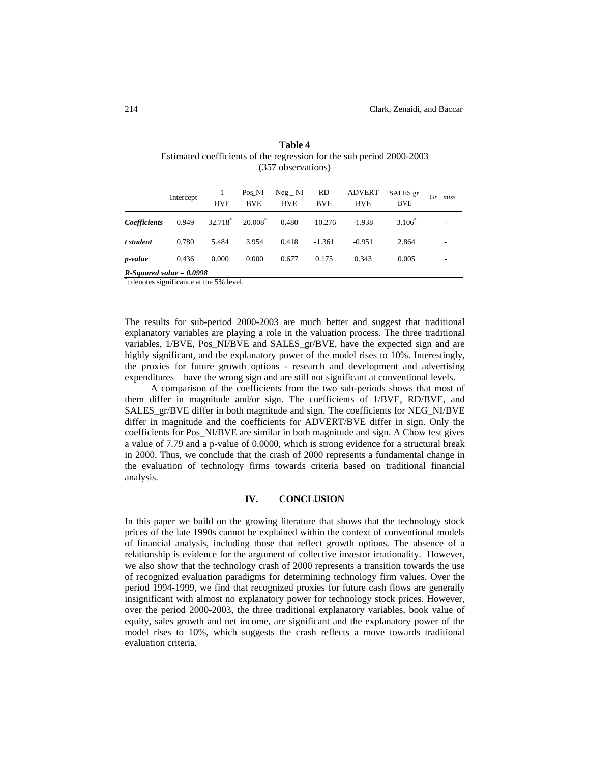**Table 4**
Estimated coefficients of the regression for the sub period 2000-2003
(357 observations)

| | Intercept | $\frac{1}{BVE}$ | $\frac{Pos\_NI}{BVE}$ | $\frac{Neg\_NI}{BVE}$ | $\frac{RD}{BVE}$ | $\frac{ADVERT}{BVE}$ | $\frac{SALES\_gr}{BVE}$ | $Gr\_miss$ |
|---|---|---|---|---|---|---|---|---|
| ***Coefficients*** | 0.949 | 32.718* | 20.008* | 0.480 | -10.276 | -1.938 | 3.106* | - |
| ***t student*** | 0.780 | 5.484 | 3.954 | 0.418 | -1.361 | -0.951 | 2.864 | - |
| ***p-value*** | 0.436 | 0.000 | 0.000 | 0.677 | 0.175 | 0.343 | 0.005 | - |

***R-Squared value = 0.0998***

*: denotes significance at the 5% level.

The results for sub-period 2000-2003 are much better and suggest that traditional explanatory variables are playing a role in the valuation process. The three traditional variables, 1/BVE, Pos_NI/BVE and SALES_gr/BVE, have the expected sign and are highly significant, and the explanatory power of the model rises to 10%. Interestingly, the proxies for future growth options - research and development and advertising expenditures – have the wrong sign and are still not significant at conventional levels.

A comparison of the coefficients from the two sub-periods shows that most of them differ in magnitude and/or sign. The coefficients of 1/BVE, RD/BVE, and SALES_gr/BVE differ in both magnitude and sign. The coefficients for NEG_NI/BVE differ in magnitude and the coefficients for ADVERT/BVE differ in sign. Only the coefficients for Pos_NI/BVE are similar in both magnitude and sign. A Chow test gives a value of 7.79 and a p-value of 0.0000, which is strong evidence for a structural break in 2000. Thus, we conclude that the crash of 2000 represents a fundamental change in the evaluation of technology firms towards criteria based on traditional financial analysis.

## IV. CONCLUSION

In this paper we build on the growing literature that shows that the technology stock prices of the late 1990s cannot be explained within the context of conventional models of financial analysis, including those that reflect growth options. The absence of a relationship is evidence for the argument of collective investor irrationality. However, we also show that the technology crash of 2000 represents a transition towards the use of recognized evaluation paradigms for determining technology firm values. Over the period 1994-1999, we find that recognized proxies for future cash flows are generally insignificant with almost no explanatory power for technology stock prices. However, over the period 2000-2003, the three traditional explanatory variables, book value of equity, sales growth and net income, are significant and the explanatory power of the model rises to 10%, which suggests the crash reflects a move towards traditional evaluation criteria.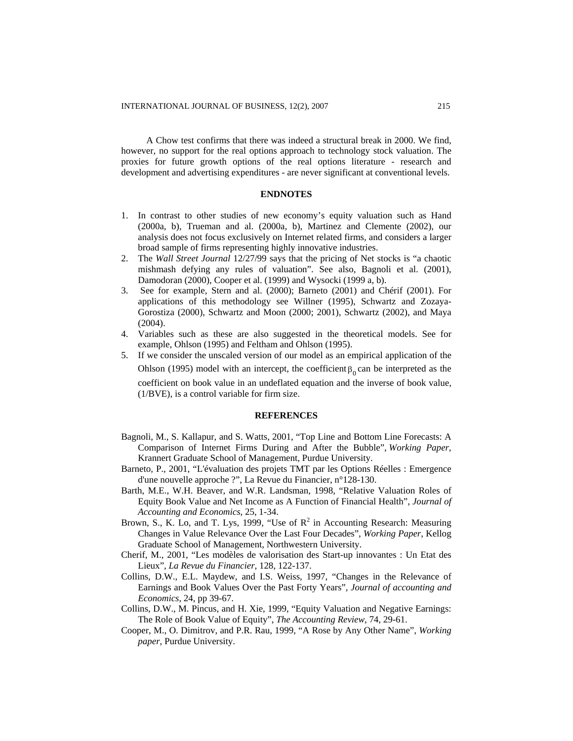A Chow test confirms that there was indeed a structural break in 2000. We find, however, no support for the real options approach to technology stock valuation. The proxies for future growth options of the real options literature - research and development and advertising expenditures - are never significant at conventional levels.

## ENDNOTES

1. In contrast to other studies of new economy's equity valuation such as Hand (2000a, b), Trueman and al. (2000a, b), Martinez and Clemente (2002), our analysis does not focus exclusively on Internet related firms, and considers a larger broad sample of firms representing highly innovative industries.
2. The *Wall Street Journal* 12/27/99 says that the pricing of Net stocks is "a chaotic mishmash defying any rules of valuation". See also, Bagnoli et al. (2001), Damodoran (2000), Cooper et al. (1999) and Wysocki (1999 a, b).
3. See for example, Stern and al. (2000); Barneto (2001) and Chérif (2001). For applications of this methodology see Willner (1995), Schwartz and Zozaya-Gorostiza (2000), Schwartz and Moon (2000; 2001), Schwartz (2002), and Maya (2004).
4. Variables such as these are also suggested in the theoretical models. See for example, Ohlson (1995) and Feltham and Ohlson (1995).
5. If we consider the unscaled version of our model as an empirical application of the Ohlson (1995) model with an intercept, the coefficient $\beta_0$ can be interpreted as the coefficient on book value in an undeflated equation and the inverse of book value, (1/BVE), is a control variable for firm size.

## REFERENCES

Bagnoli, M., S. Kallapur, and S. Watts, 2001, "Top Line and Bottom Line Forecasts: A Comparison of Internet Firms During and After the Bubble", *Working Paper*, Krannert Graduate School of Management, Purdue University.

Barneto, P., 2001, "L'évaluation des projets TMT par les Options Réelles : Emergence d'une nouvelle approche ?", La Revue du Financier, n°128-130.

Barth, M.E., W.H. Beaver, and W.R. Landsman, 1998, "Relative Valuation Roles of Equity Book Value and Net Income as A Function of Financial Health", *Journal of Accounting and Economics*, 25, 1-34.

Brown, S., K. Lo, and T. Lys, 1999, "Use of $R^2$ in Accounting Research: Measuring Changes in Value Relevance Over the Last Four Decades", *Working Paper*, Kellog Graduate School of Management, Northwestern University.

Cherif, M., 2001, "Les modèles de valorisation des Start-up innovantes : Un Etat des Lieux", *La Revue du Financier*, 128, 122-137.

Collins, D.W., E.L. Maydew, and I.S. Weiss, 1997, "Changes in the Relevance of Earnings and Book Values Over the Past Forty Years", *Journal of accounting and Economics*, 24, pp 39-67.

Collins, D.W., M. Pincus, and H. Xie, 1999, "Equity Valuation and Negative Earnings: The Role of Book Value of Equity", *The Accounting Review*, 74, 29-61.

Cooper, M., O. Dimitrov, and P.R. Rau, 1999, "A Rose by Any Other Name", *Working paper*, Purdue University.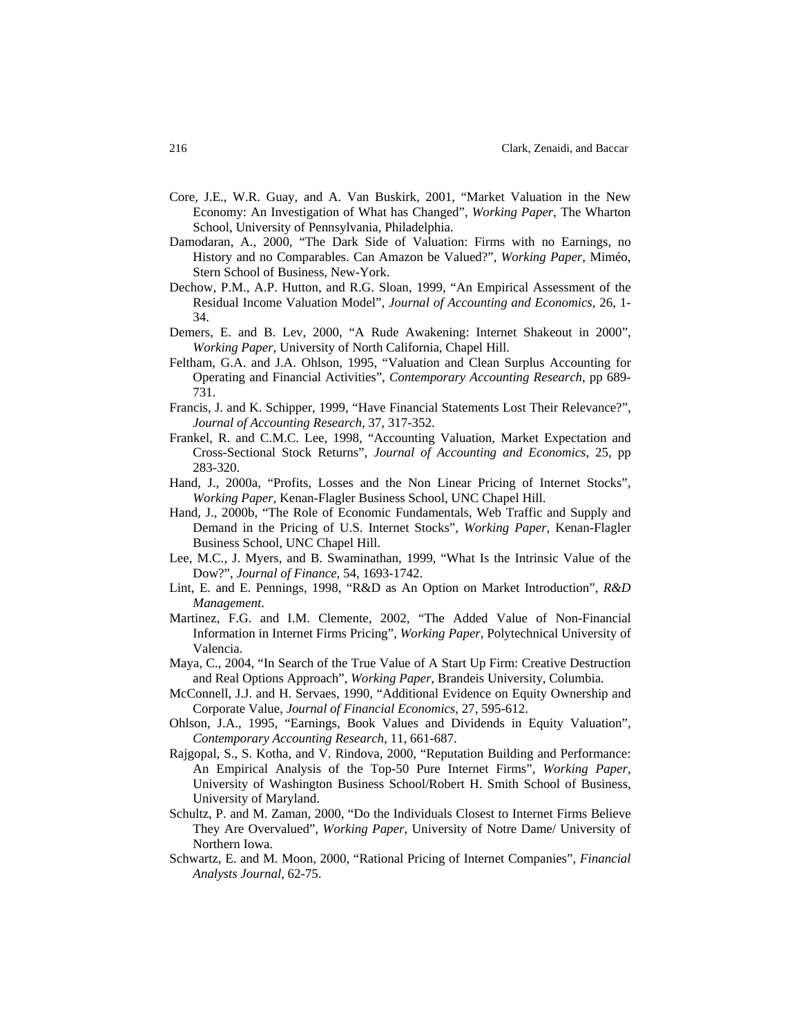Core, J.E., W.R. Guay, and A. Van Buskirk, 2001, "Market Valuation in the New Economy: An Investigation of What has Changed", *Working Paper*, The Wharton School, University of Pennsylvania, Philadelphia.

Damodaran, A., 2000, "The Dark Side of Valuation: Firms with no Earnings, no History and no Comparables. Can Amazon be Valued?", *Working Paper*, Miméo, Stern School of Business, New-York.

Dechow, P.M., A.P. Hutton, and R.G. Sloan, 1999, "An Empirical Assessment of the Residual Income Valuation Model", *Journal of Accounting and Economics*, 26, 1-34.

Demers, E. and B. Lev, 2000, "A Rude Awakening: Internet Shakeout in 2000", *Working Paper*, University of North California, Chapel Hill.

Feltham, G.A. and J.A. Ohlson, 1995, "Valuation and Clean Surplus Accounting for Operating and Financial Activities", *Contemporary Accounting Research*, pp 689-731.

Francis, J. and K. Schipper, 1999, "Have Financial Statements Lost Their Relevance?", *Journal of Accounting Research*, 37, 317-352.

Frankel, R. and C.M.C. Lee, 1998, "Accounting Valuation, Market Expectation and Cross-Sectional Stock Returns", *Journal of Accounting and Economics*, 25, pp 283-320.

Hand, J., 2000a, "Profits, Losses and the Non Linear Pricing of Internet Stocks", *Working Paper*, Kenan-Flagler Business School, UNC Chapel Hill.

Hand, J., 2000b, "The Role of Economic Fundamentals, Web Traffic and Supply and Demand in the Pricing of U.S. Internet Stocks", *Working Paper*, Kenan-Flagler Business School, UNC Chapel Hill.

Lee, M.C., J. Myers, and B. Swaminathan, 1999, "What Is the Intrinsic Value of the Dow?", *Journal of Finance*, 54, 1693-1742.

Lint, E. and E. Pennings, 1998, "R&D as An Option on Market Introduction", *R&D Management*.

Martinez, F.G. and I.M. Clemente, 2002, "The Added Value of Non-Financial Information in Internet Firms Pricing", *Working Paper*, Polytechnical University of Valencia.

Maya, C., 2004, "In Search of the True Value of A Start Up Firm: Creative Destruction and Real Options Approach", *Working Paper*, Brandeis University, Columbia.

McConnell, J.J. and H. Servaes, 1990, "Additional Evidence on Equity Ownership and Corporate Value, *Journal of Financial Economics*, 27, 595-612.

Ohlson, J.A., 1995, "Earnings, Book Values and Dividends in Equity Valuation", *Contemporary Accounting Research*, 11, 661-687.

Rajgopal, S., S. Kotha, and V. Rindova, 2000, "Reputation Building and Performance: An Empirical Analysis of the Top-50 Pure Internet Firms", *Working Paper*, University of Washington Business School/Robert H. Smith School of Business, University of Maryland.

Schultz, P. and M. Zaman, 2000, "Do the Individuals Closest to Internet Firms Believe They Are Overvalued", *Working Paper*, University of Notre Dame/ University of Northern Iowa.

Schwartz, E. and M. Moon, 2000, "Rational Pricing of Internet Companies", *Financial Analysts Journal*, 62-75.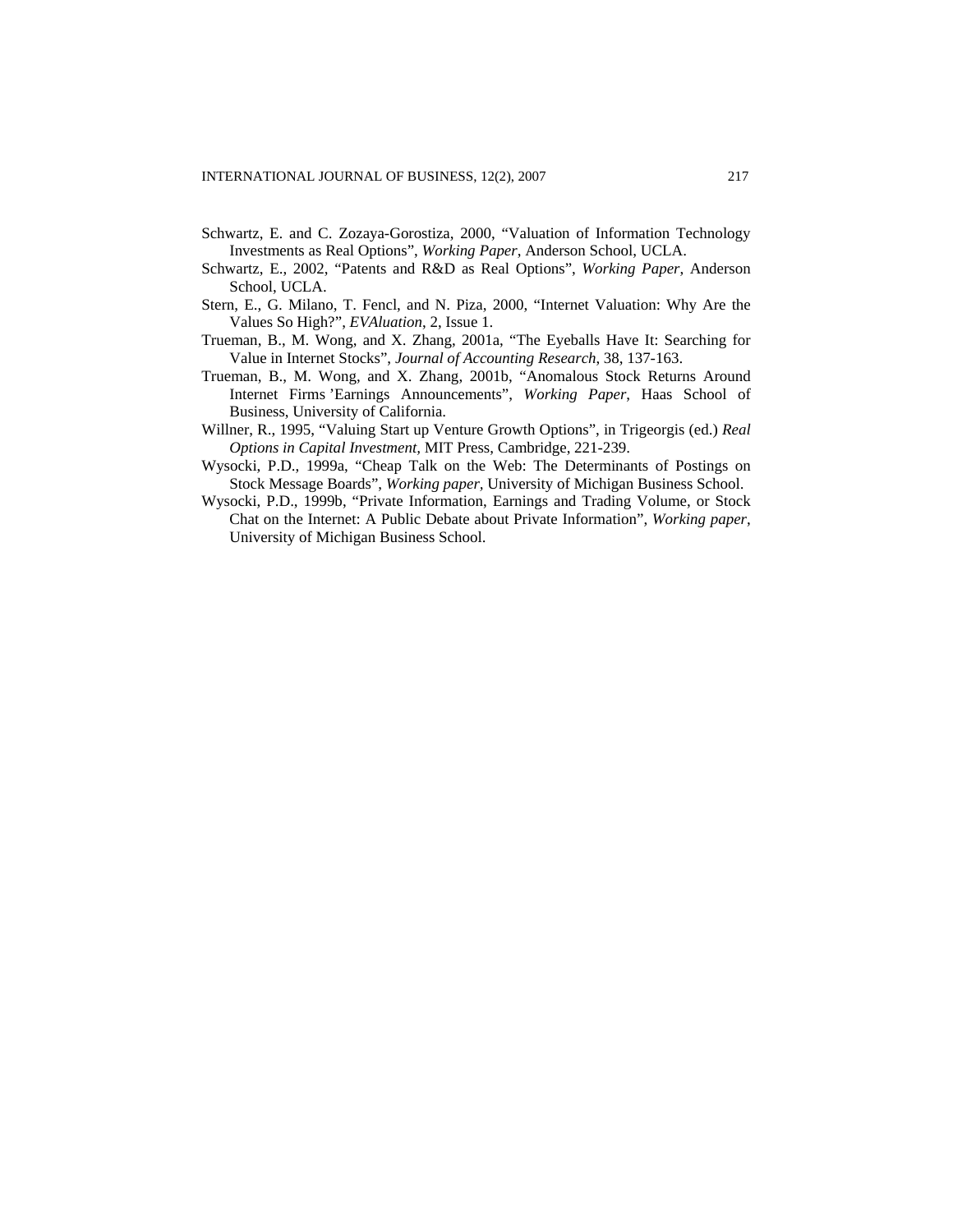Schwartz, E. and C. Zozaya-Gorostiza, 2000, "Valuation of Information Technology Investments as Real Options", *Working Paper*, Anderson School, UCLA.

Schwartz, E., 2002, "Patents and R&D as Real Options", *Working Paper*, Anderson School, UCLA.

Stern, E., G. Milano, T. Fencl, and N. Piza, 2000, "Internet Valuation: Why Are the Values So High?", *EVAluation*, 2, Issue 1.

Trueman, B., M. Wong, and X. Zhang, 2001a, "The Eyeballs Have It: Searching for Value in Internet Stocks", *Journal of Accounting Research*, 38, 137-163.

Trueman, B., M. Wong, and X. Zhang, 2001b, "Anomalous Stock Returns Around Internet Firms 'Earnings Announcements", *Working Paper*, Haas School of Business, University of California.

Willner, R., 1995, "Valuing Start up Venture Growth Options", in Trigeorgis (ed.) *Real Options in Capital Investment*, MIT Press, Cambridge, 221-239.

Wysocki, P.D., 1999a, "Cheap Talk on the Web: The Determinants of Postings on Stock Message Boards", *Working paper*, University of Michigan Business School.

Wysocki, P.D., 1999b, "Private Information, Earnings and Trading Volume, or Stock Chat on the Internet: A Public Debate about Private Information", *Working paper*, University of Michigan Business School.